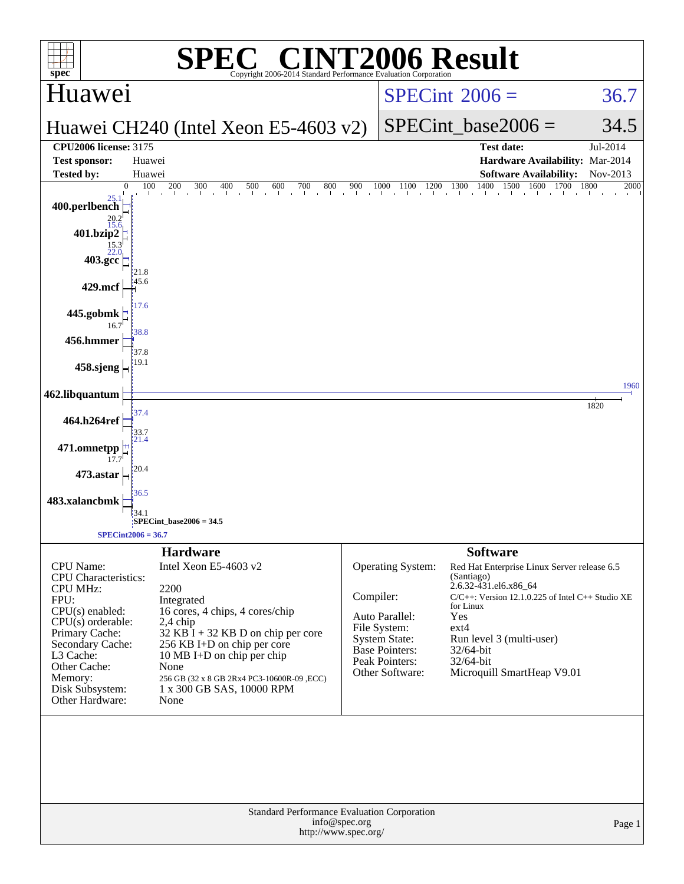# SPEC® CINT2006 Result

Copyright 2006-2014 Standard Performance Evaluation Corporation

## Huawei

**Huawei CH240 (Intel Xeon E5-4603 v2)**

SPECint 2006 = 36.7

SPECint_base2006 = 34.5

| | | | |
|---|---|---|---|
| **CPU2006 license:** | 3175 | **Test date:** | Jul-2014 |
| **Test sponsor:** | Huawei | **Hardware Availability:** | Mar-2014 |
| **Tested by:** | Huawei | **Software Availability:** | Nov-2013 |

| Benchmark | Peak | Base |
|---|---|---|
| 400.perlbench | 25.1 | 20.2 |
| 401.bzip2 | 15.6 | 15.3 |
| 403.gcc | 22.0 | 21.8 |
| 429.mcf | 45.6 | |
| 445.gobmk | 17.6 | 16.7 |
| 456.hmmer | 38.8 | 37.8 |
| 458.sjeng | 19.1 | |
| 462.libquantum | 1960 | 1820 |
| 464.h264ref | 37.4 | 33.7 |
| 471.omnetpp | 21.4 | 17.7 |
| 473.astar | 20.4 | |
| 483.xalancbmk | 36.5 | 34.1 |

SPECint_base2006 = 34.5

SPECint2006 = 36.7

## Hardware

| | |
|---|---|
| CPU Name: | Intel Xeon E5-4603 v2 |
| CPU Characteristics: | |
| CPU MHz: | 2200 |
| FPU: | Integrated |
| CPU(s) enabled: | 16 cores, 4 chips, 4 cores/chip |
| CPU(s) orderable: | 2,4 chip |
| Primary Cache: | 32 KB I + 32 KB D on chip per core |
| Secondary Cache: | 256 KB I+D on chip per core |
| L3 Cache: | 10 MB I+D on chip per chip |
| Other Cache: | None |
| Memory: | 256 GB (32 x 8 GB 2Rx4 PC3-10600R-09 ,ECC) |
| Disk Subsystem: | 1 x 300 GB SAS, 10000 RPM |
| Other Hardware: | None |

## Software

| | |
|---|---|
| Operating System: | Red Hat Enterprise Linux Server release 6.5 (Santiago) 2.6.32-431.el6.x86_64 |
| Compiler: | C/C++: Version 12.1.0.225 of Intel C++ Studio XE for Linux |
| Auto Parallel: | Yes |
| File System: | ext4 |
| System State: | Run level 3 (multi-user) |
| Base Pointers: | 32/64-bit |
| Peak Pointers: | 32/64-bit |
| Other Software: | Microquill SmartHeap V9.01 |

Standard Performance Evaluation Corporation
info@spec.org
http://www.spec.org/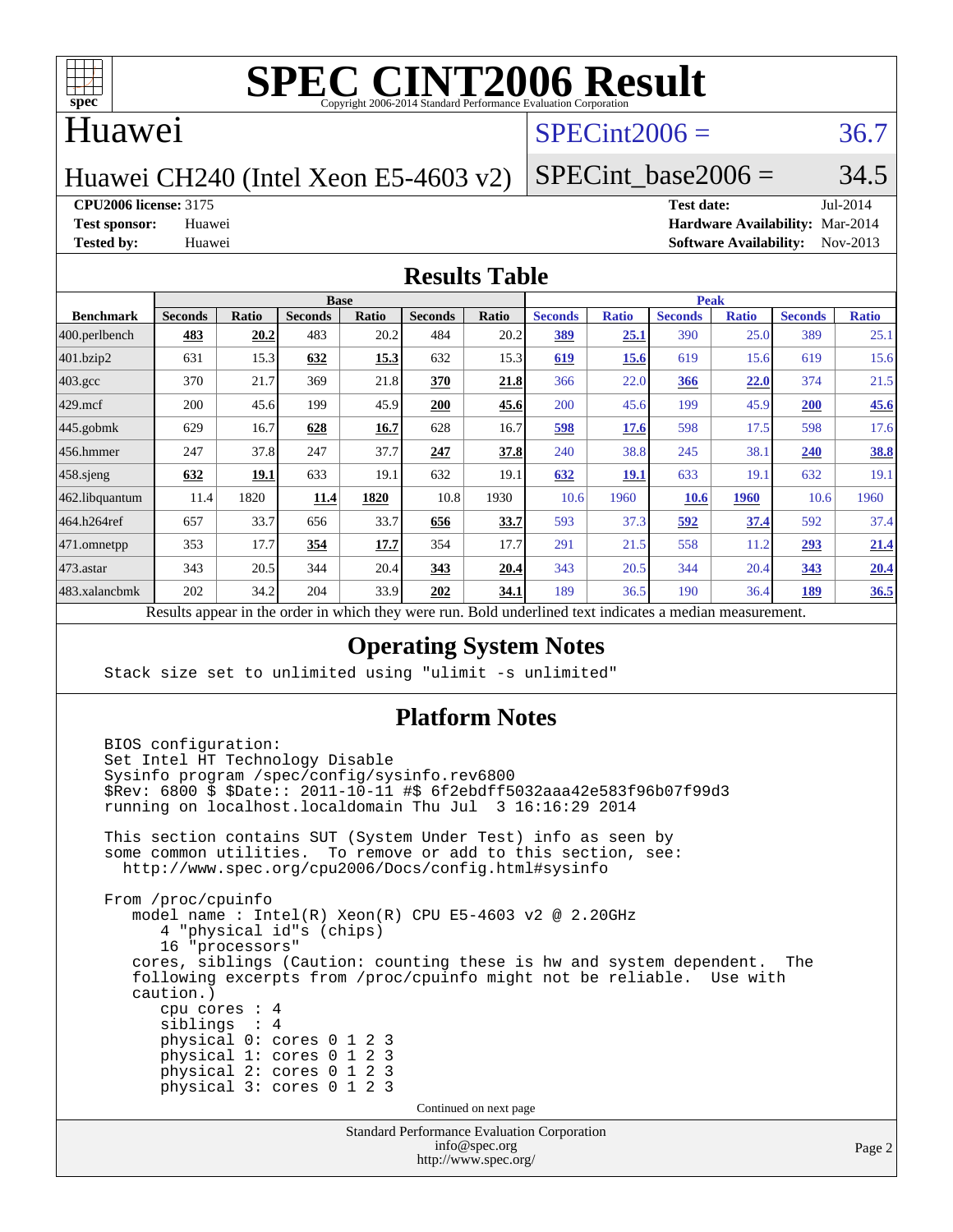# SPEC CINT2006 Result

Copyright 2006-2014 Standard Performance Evaluation Corporation

## Huawei

**Huawei CH240 (Intel Xeon E5-4603 v2)**

SPECint2006 = 36.7

SPECint_base2006 = 34.5

**CPU2006 license:** 3175
**Test sponsor:** Huawei
**Tested by:** Huawei

**Test date:** Jul-2014
**Hardware Availability:** Mar-2014
**Software Availability:** Nov-2013

## Results Table

| Benchmark | Base | | | | | | Peak | | | | | |
|---|---|---|---|---|---|---|---|---|---|---|---|---|
| | Seconds | Ratio | Seconds | Ratio | Seconds | Ratio | Seconds | Ratio | Seconds | Ratio | Seconds | Ratio |
| 400.perlbench | **483** | **20.2** | 483 | 20.2 | 484 | 20.2 | **389** | **25.1** | 390 | 25.0 | 389 | 25.1 |
| 401.bzip2 | 631 | 15.3 | **632** | **15.3** | 632 | 15.3 | **619** | **15.6** | 619 | 15.6 | 619 | 15.6 |
| 403.gcc | 370 | 21.7 | 369 | 21.8 | **370** | **21.8** | 366 | 22.0 | **366** | **22.0** | 374 | 21.5 |
| 429.mcf | 200 | 45.6 | 199 | 45.9 | **200** | **45.6** | 200 | 45.6 | 199 | 45.9 | **200** | **45.6** |
| 445.gobmk | 629 | 16.7 | **628** | **16.7** | 628 | 16.7 | **598** | **17.6** | 598 | 17.5 | 598 | 17.6 |
| 456.hmmer | 247 | 37.8 | 247 | 37.7 | **247** | **37.8** | 240 | 38.8 | 245 | 38.1 | **240** | **38.8** |
| 458.sjeng | **632** | **19.1** | 633 | 19.1 | 632 | 19.1 | **632** | **19.1** | 633 | 19.1 | 632 | 19.1 |
| 462.libquantum | 11.4 | 1820 | **11.4** | **1820** | 10.8 | 1930 | 10.6 | 1960 | **10.6** | **1960** | 10.6 | 1960 |
| 464.h264ref | 657 | 33.7 | 656 | 33.7 | **656** | **33.7** | 593 | 37.3 | **592** | **37.4** | 592 | 37.4 |
| 471.omnetpp | 353 | 17.7 | **354** | **17.7** | 354 | 17.7 | 291 | 21.5 | 558 | 11.2 | **293** | **21.4** |
| 473.astar | 343 | 20.5 | 344 | 20.4 | **343** | **20.4** | 343 | 20.5 | 344 | 20.4 | **343** | **20.4** |
| 483.xalancbmk | 202 | 34.2 | 204 | 33.9 | **202** | **34.1** | 189 | 36.5 | 190 | 36.4 | **189** | **36.5** |

Results appear in the order in which they were run. Bold underlined text indicates a median measurement.

## Operating System Notes

```
Stack size set to unlimited using "ulimit -s unlimited"
```

## Platform Notes

```
BIOS configuration:
Set Intel HT Technology Disable
Sysinfo program /spec/config/sysinfo.rev6800
$Rev: 6800 $ $Date:: 2011-10-11 #$ 6f2ebdff5032aaa42e583f96b07f99d3
running on localhost.localdomain Thu Jul  3 16:16:29 2014

This section contains SUT (System Under Test) info as seen by
some common utilities.  To remove or add to this section, see:
  http://www.spec.org/cpu2006/Docs/config.html#sysinfo

From /proc/cpuinfo
   model name : Intel(R) Xeon(R) CPU E5-4603 v2 @ 2.20GHz
      4 "physical id"s (chips)
      16 "processors"
   cores, siblings (Caution: counting these is hw and system dependent.  The
   following excerpts from /proc/cpuinfo might not be reliable.  Use with
   caution.)
      cpu cores : 4
      siblings  : 4
      physical 0: cores 0 1 2 3
      physical 1: cores 0 1 2 3
      physical 2: cores 0 1 2 3
      physical 3: cores 0 1 2 3
```

Continued on next page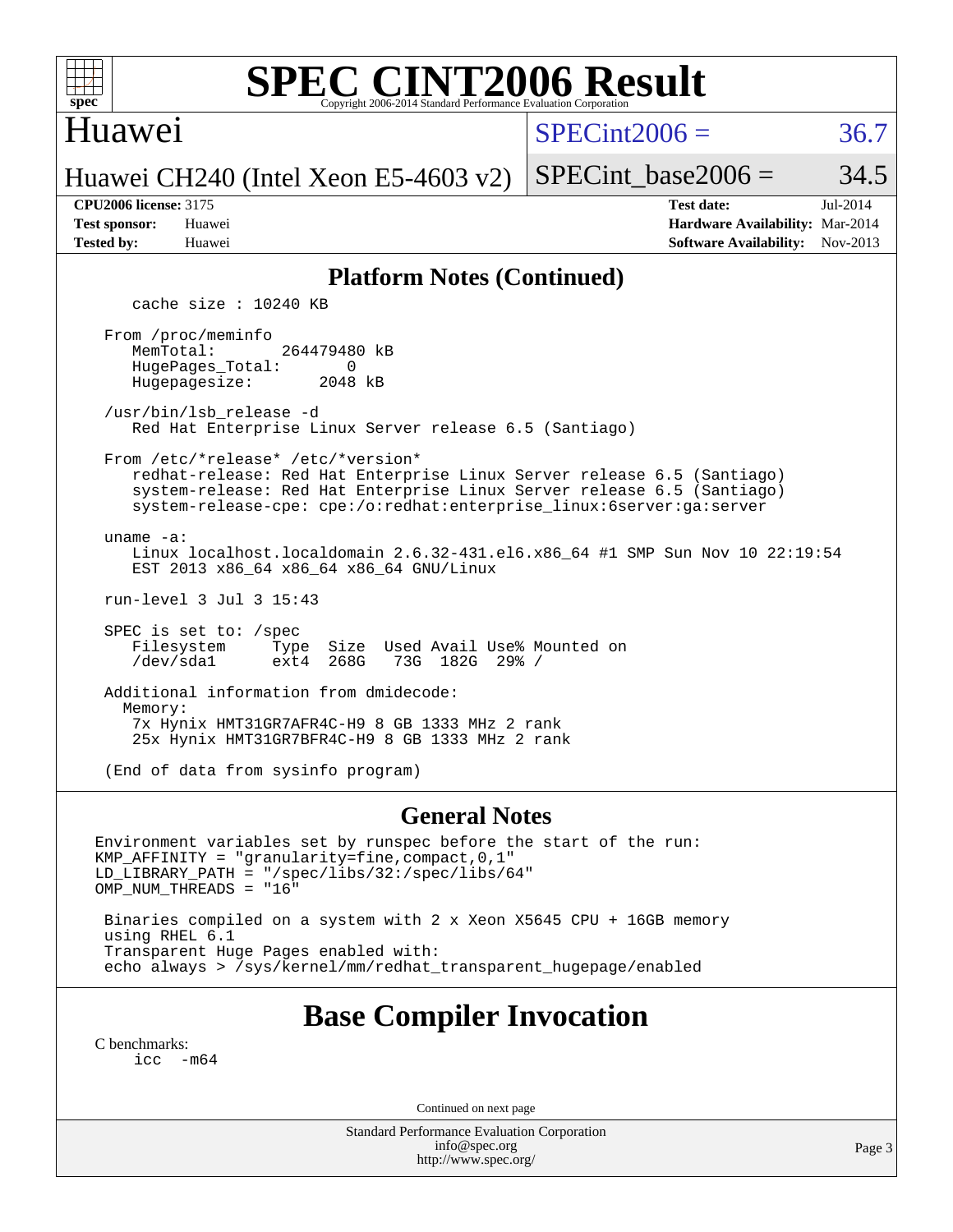## Platform Notes (Continued)

```
    cache size : 10240 KB

 From /proc/meminfo
    MemTotal:       264479480 kB
    HugePages_Total:       0
    Hugepagesize:       2048 kB

 /usr/bin/lsb_release -d
    Red Hat Enterprise Linux Server release 6.5 (Santiago)

 From /etc/*release* /etc/*version*
    redhat-release: Red Hat Enterprise Linux Server release 6.5 (Santiago)
    system-release: Red Hat Enterprise Linux Server release 6.5 (Santiago)
    system-release-cpe: cpe:/o:redhat:enterprise_linux:6server:ga:server

 uname -a:
    Linux localhost.localdomain 2.6.32-431.el6.x86_64 #1 SMP Sun Nov 10 22:19:54
    EST 2013 x86_64 x86_64 x86_64 GNU/Linux

 run-level 3 Jul 3 15:43

 SPEC is set to: /spec
    Filesystem     Type  Size  Used Avail Use% Mounted on
    /dev/sda1      ext4  268G   73G  182G  29% /

 Additional information from dmidecode:
   Memory:
    7x Hynix HMT31GR7AFR4C-H9 8 GB 1333 MHz 2 rank
    25x Hynix HMT31GR7BFR4C-H9 8 GB 1333 MHz 2 rank

 (End of data from sysinfo program)
```

## General Notes

```
Environment variables set by runspec before the start of the run:
KMP_AFFINITY = "granularity=fine,compact,0,1"
LD_LIBRARY_PATH = "/spec/libs/32:/spec/libs/64"
OMP_NUM_THREADS = "16"

 Binaries compiled on a system with 2 x Xeon X5645 CPU + 16GB memory
 using RHEL 6.1
 Transparent Huge Pages enabled with:
 echo always > /sys/kernel/mm/redhat_transparent_hugepage/enabled
```

# Base Compiler Invocation

C benchmarks:
```
icc  -m64
```

Continued on next page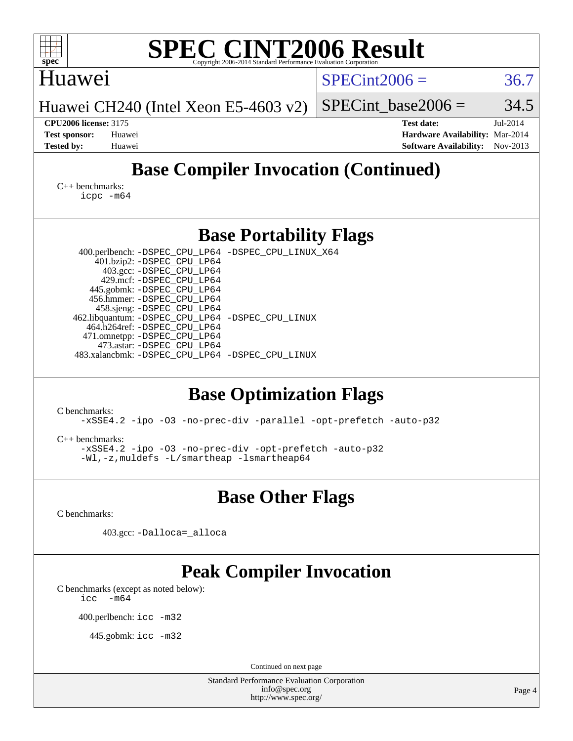# SPEC CINT2006 Result

Copyright 2006-2014 Standard Performance Evaluation Corporation

Huawei

Huawei CH240 (Intel Xeon E5-4603 v2)

SPECint2006 = 36.7

SPECint_base2006 = 34.5

**CPU2006 license:** 3175
**Test sponsor:** Huawei
**Tested by:** Huawei

**Test date:** Jul-2014
**Hardware Availability:** Mar-2014
**Software Availability:** Nov-2013

## Base Compiler Invocation (Continued)

C++ benchmarks:
```
icpc -m64
```

## Base Portability Flags

400.perlbench: -DSPEC_CPU_LP64 -DSPEC_CPU_LINUX_X64
401.bzip2: -DSPEC_CPU_LP64
403.gcc: -DSPEC_CPU_LP64
429.mcf: -DSPEC_CPU_LP64
445.gobmk: -DSPEC_CPU_LP64
456.hmmer: -DSPEC_CPU_LP64
458.sjeng: -DSPEC_CPU_LP64
462.libquantum: -DSPEC_CPU_LP64 -DSPEC_CPU_LINUX
464.h264ref: -DSPEC_CPU_LP64
471.omnetpp: -DSPEC_CPU_LP64
473.astar: -DSPEC_CPU_LP64
483.xalancbmk: -DSPEC_CPU_LP64 -DSPEC_CPU_LINUX

## Base Optimization Flags

C benchmarks:
```
-xSSE4.2 -ipo -O3 -no-prec-div -parallel -opt-prefetch -auto-p32
```

C++ benchmarks:
```
-xSSE4.2 -ipo -O3 -no-prec-div -opt-prefetch -auto-p32
-Wl,-z,muldefs -L/smartheap -lsmartheap64
```

## Base Other Flags

C benchmarks:

403.gcc: -Dalloca=_alloca

## Peak Compiler Invocation

C benchmarks (except as noted below):
```
icc -m64
```

400.perlbench: icc -m32

445.gobmk: icc -m32

Continued on next page

Standard Performance Evaluation Corporation
info@spec.org
http://www.spec.org/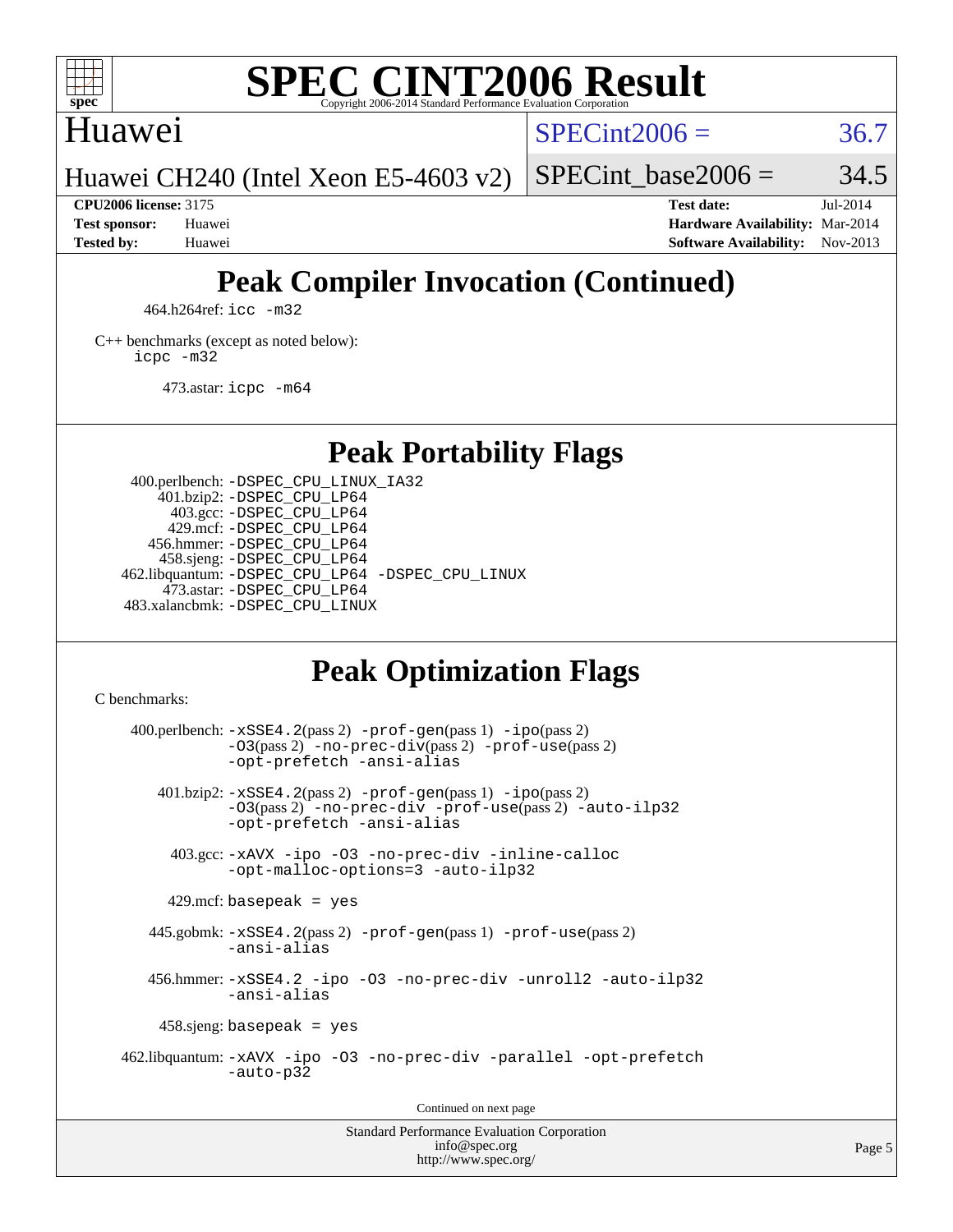# Peak Compiler Invocation (Continued)

464.h264ref: `icc -m32`

C++ benchmarks (except as noted below):
`icpc -m32`

473.astar: `icpc -m64`

# Peak Portability Flags

400.perlbench: `-DSPEC_CPU_LINUX_IA32`
401.bzip2: `-DSPEC_CPU_LP64`
403.gcc: `-DSPEC_CPU_LP64`
429.mcf: `-DSPEC_CPU_LP64`
456.hmmer: `-DSPEC_CPU_LP64`
458.sjeng: `-DSPEC_CPU_LP64`
462.libquantum: `-DSPEC_CPU_LP64 -DSPEC_CPU_LINUX`
473.astar: `-DSPEC_CPU_LP64`
483.xalancbmk: `-DSPEC_CPU_LINUX`

# Peak Optimization Flags

C benchmarks:

400.perlbench: `-xSSE4.2`(pass 2) `-prof-gen`(pass 1) `-ipo`(pass 2) `-O3`(pass 2) `-no-prec-div`(pass 2) `-prof-use`(pass 2) `-opt-prefetch -ansi-alias`

401.bzip2: `-xSSE4.2`(pass 2) `-prof-gen`(pass 1) `-ipo`(pass 2) `-O3`(pass 2) `-no-prec-div -prof-use`(pass 2) `-auto-ilp32 -opt-prefetch -ansi-alias`

403.gcc: `-xAVX -ipo -O3 -no-prec-div -inline-calloc -opt-malloc-options=3 -auto-ilp32`

429.mcf: `basepeak = yes`

445.gobmk: `-xSSE4.2`(pass 2) `-prof-gen`(pass 1) `-prof-use`(pass 2) `-ansi-alias`

456.hmmer: `-xSSE4.2 -ipo -O3 -no-prec-div -unroll2 -auto-ilp32 -ansi-alias`

458.sjeng: `basepeak = yes`

462.libquantum: `-xAVX -ipo -O3 -no-prec-div -parallel -opt-prefetch -auto-p32`

Continued on next page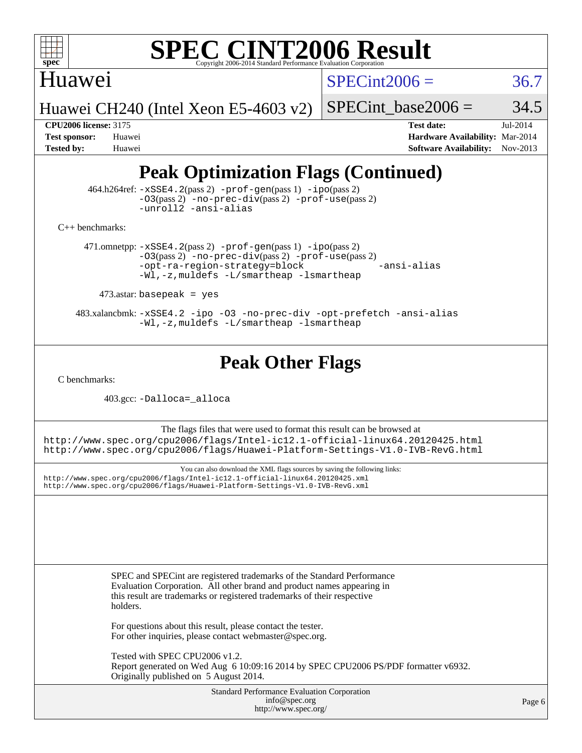# Peak Optimization Flags (Continued)

464.h264ref: -xSSE4.2(pass 2) -prof-gen(pass 1) -ipo(pass 2) -O3(pass 2) -no-prec-div(pass 2) -prof-use(pass 2) -unroll2 -ansi-alias

C++ benchmarks:

471.omnetpp: -xSSE4.2(pass 2) -prof-gen(pass 1) -ipo(pass 2) -O3(pass 2) -no-prec-div(pass 2) -prof-use(pass 2) -opt-ra-region-strategy=block -ansi-alias -Wl,-z,muldefs -L/smartheap -lsmartheap

473.astar: basepeak = yes

483.xalancbmk: -xSSE4.2 -ipo -O3 -no-prec-div -opt-prefetch -ansi-alias -Wl,-z,muldefs -L/smartheap -lsmartheap

# Peak Other Flags

C benchmarks:

403.gcc: -Dalloca=_alloca

The flags files that were used to format this result can be browsed at
http://www.spec.org/cpu2006/flags/Intel-ic12.1-official-linux64.20120425.html
http://www.spec.org/cpu2006/flags/Huawei-Platform-Settings-V1.0-IVB-RevG.html

You can also download the XML flags sources by saving the following links:
http://www.spec.org/cpu2006/flags/Intel-ic12.1-official-linux64.20120425.xml
http://www.spec.org/cpu2006/flags/Huawei-Platform-Settings-V1.0-IVB-RevG.xml

SPEC and SPECint are registered trademarks of the Standard Performance Evaluation Corporation. All other brand and product names appearing in this result are trademarks or registered trademarks of their respective holders.

For questions about this result, please contact the tester.
For other inquiries, please contact webmaster@spec.org.

Tested with SPEC CPU2006 v1.2.
Report generated on Wed Aug 6 10:09:16 2014 by SPEC CPU2006 PS/PDF formatter v6932.
Originally published on 5 August 2014.